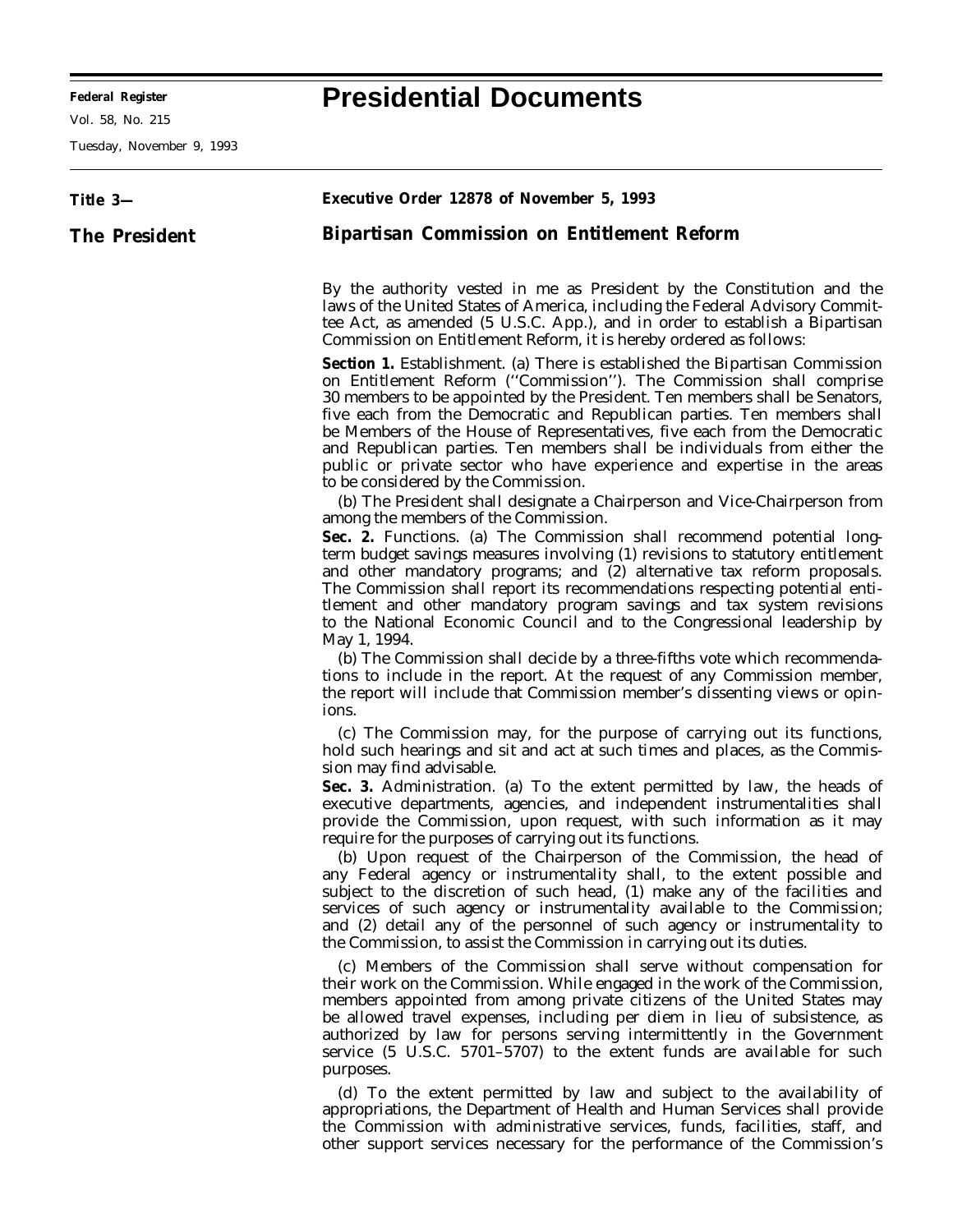# Presidential Documents

**Title 3—**

**The President**

## Executive Order 12878 of November 5, 1993

## Bipartisan Commission on Entitlement Reform

By the authority vested in me as President by the Constitution and the laws of the United States of America, including the Federal Advisory Committee Act, as amended (5 U.S.C. App.), and in order to establish a Bipartisan Commission on Entitlement Reform, it is hereby ordered as follows:

**Section 1.** Establishment. (a) There is established the Bipartisan Commission on Entitlement Reform (''Commission''). The Commission shall comprise 30 members to be appointed by the President. Ten members shall be Senators, five each from the Democratic and Republican parties. Ten members shall be Members of the House of Representatives, five each from the Democratic and Republican parties. Ten members shall be individuals from either the public or private sector who have experience and expertise in the areas to be considered by the Commission.

(b) The President shall designate a Chairperson and Vice-Chairperson from among the members of the Commission.

**Sec. 2.** Functions. (a) The Commission shall recommend potential long-term budget savings measures involving (1) revisions to statutory entitlement and other mandatory programs; and (2) alternative tax reform proposals. The Commission shall report its recommendations respecting potential entitlement and other mandatory program savings and tax system revisions to the National Economic Council and to the Congressional leadership by May 1, 1994.

(b) The Commission shall decide by a three-fifths vote which recommendations to include in the report. At the request of any Commission member, the report will include that Commission member's dissenting views or opinions.

(c) The Commission may, for the purpose of carrying out its functions, hold such hearings and sit and act at such times and places, as the Commission may find advisable.

**Sec. 3.** Administration. (a) To the extent permitted by law, the heads of executive departments, agencies, and independent instrumentalities shall provide the Commission, upon request, with such information as it may require for the purposes of carrying out its functions.

(b) Upon request of the Chairperson of the Commission, the head of any Federal agency or instrumentality shall, to the extent possible and subject to the discretion of such head, (1) make any of the facilities and services of such agency or instrumentality available to the Commission; and (2) detail any of the personnel of such agency or instrumentality to the Commission, to assist the Commission in carrying out its duties.

(c) Members of the Commission shall serve without compensation for their work on the Commission. While engaged in the work of the Commission, members appointed from among private citizens of the United States may be allowed travel expenses, including per diem in lieu of subsistence, as authorized by law for persons serving intermittently in the Government service (5 U.S.C. 5701–5707) to the extent funds are available for such purposes.

(d) To the extent permitted by law and subject to the availability of appropriations, the Department of Health and Human Services shall provide the Commission with administrative services, funds, facilities, staff, and other support services necessary for the performance of the Commission's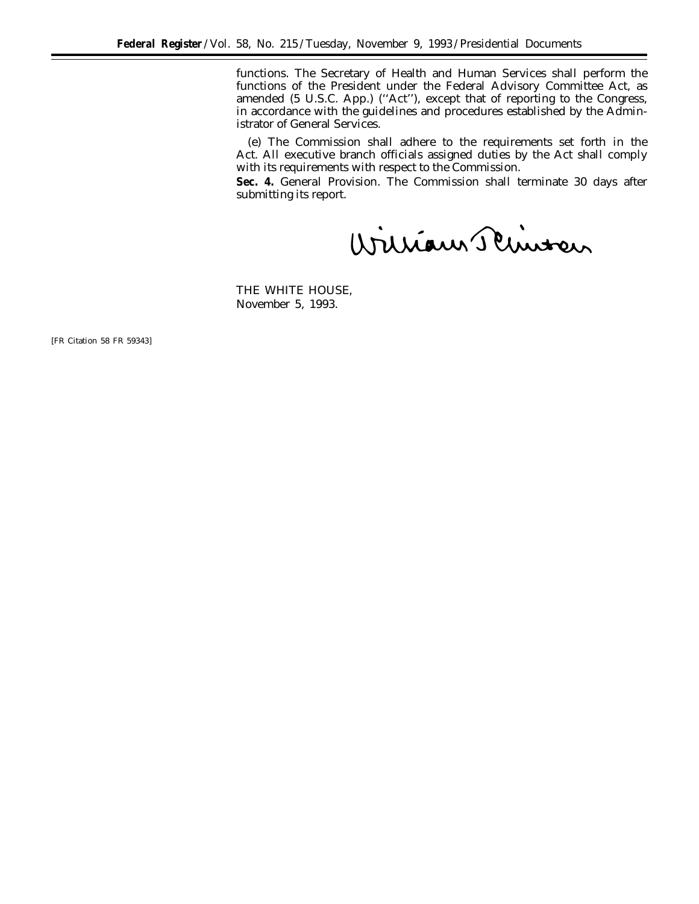functions. The Secretary of Health and Human Services shall perform the functions of the President under the Federal Advisory Committee Act, as amended (5 U.S.C. App.) (''Act''), except that of reporting to the Congress, in accordance with the guidelines and procedures established by the Administrator of General Services.

(e) The Commission shall adhere to the requirements set forth in the Act. All executive branch officials assigned duties by the Act shall comply with its requirements with respect to the Commission.

**Sec. 4.** General Provision. The Commission shall terminate 30 days after submitting its report.

William J. Clinton

THE WHITE HOUSE,
November 5, 1993.

[FR Citation 58 FR 59343]